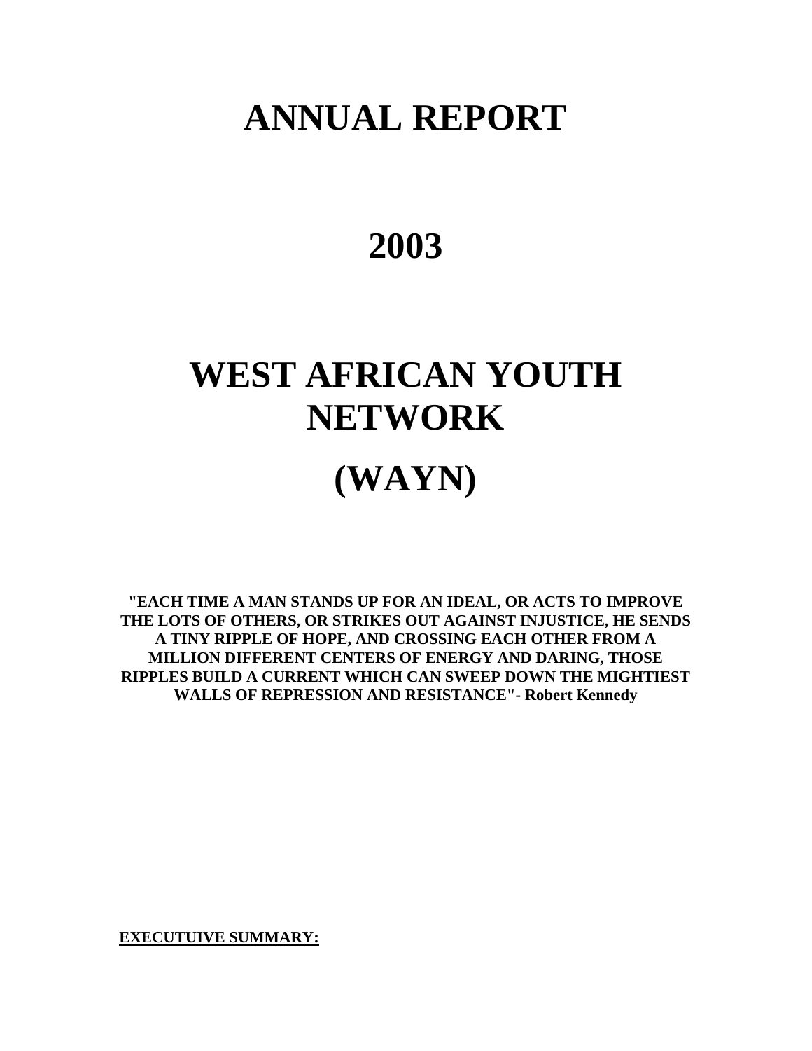# ANNUAL REPORT

# 2003

# WEST AFRICAN YOUTH NETWORK

# (WAYN)

**"EACH TIME A MAN STANDS UP FOR AN IDEAL, OR ACTS TO IMPROVE THE LOTS OF OTHERS, OR STRIKES OUT AGAINST INJUSTICE, HE SENDS A TINY RIPPLE OF HOPE, AND CROSSING EACH OTHER FROM A MILLION DIFFERENT CENTERS OF ENERGY AND DARING, THOSE RIPPLES BUILD A CURRENT WHICH CAN SWEEP DOWN THE MIGHTIEST WALLS OF REPRESSION AND RESISTANCE"- Robert Kennedy**

**EXECUTUIVE SUMMARY:**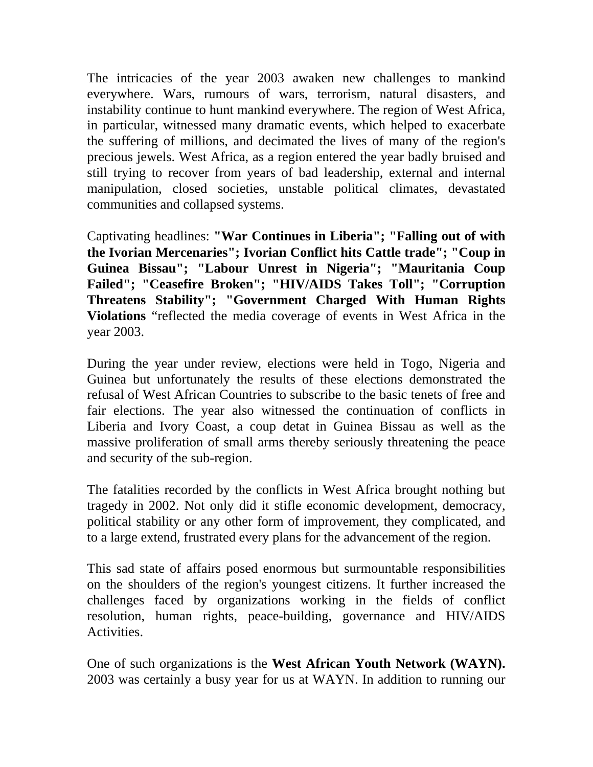The intricacies of the year 2003 awaken new challenges to mankind everywhere. Wars, rumours of wars, terrorism, natural disasters, and instability continue to hunt mankind everywhere. The region of West Africa, in particular, witnessed many dramatic events, which helped to exacerbate the suffering of millions, and decimated the lives of many of the region's precious jewels. West Africa, as a region entered the year badly bruised and still trying to recover from years of bad leadership, external and internal manipulation, closed societies, unstable political climates, devastated communities and collapsed systems.

Captivating headlines: **"War Continues in Liberia"; "Falling out of with the Ivorian Mercenaries"; Ivorian Conflict hits Cattle trade"; "Coup in Guinea Bissau"; "Labour Unrest in Nigeria"; "Mauritania Coup Failed"; "Ceasefire Broken"; "HIV/AIDS Takes Toll"; "Corruption Threatens Stability"; "Government Charged With Human Rights Violations** "reflected the media coverage of events in West Africa in the year 2003.

During the year under review, elections were held in Togo, Nigeria and Guinea but unfortunately the results of these elections demonstrated the refusal of West African Countries to subscribe to the basic tenets of free and fair elections. The year also witnessed the continuation of conflicts in Liberia and Ivory Coast, a coup detat in Guinea Bissau as well as the massive proliferation of small arms thereby seriously threatening the peace and security of the sub-region.

The fatalities recorded by the conflicts in West Africa brought nothing but tragedy in 2002. Not only did it stifle economic development, democracy, political stability or any other form of improvement, they complicated, and to a large extend, frustrated every plans for the advancement of the region.

This sad state of affairs posed enormous but surmountable responsibilities on the shoulders of the region's youngest citizens. It further increased the challenges faced by organizations working in the fields of conflict resolution, human rights, peace-building, governance and HIV/AIDS Activities.

One of such organizations is the **West African Youth Network (WAYN).** 2003 was certainly a busy year for us at WAYN. In addition to running our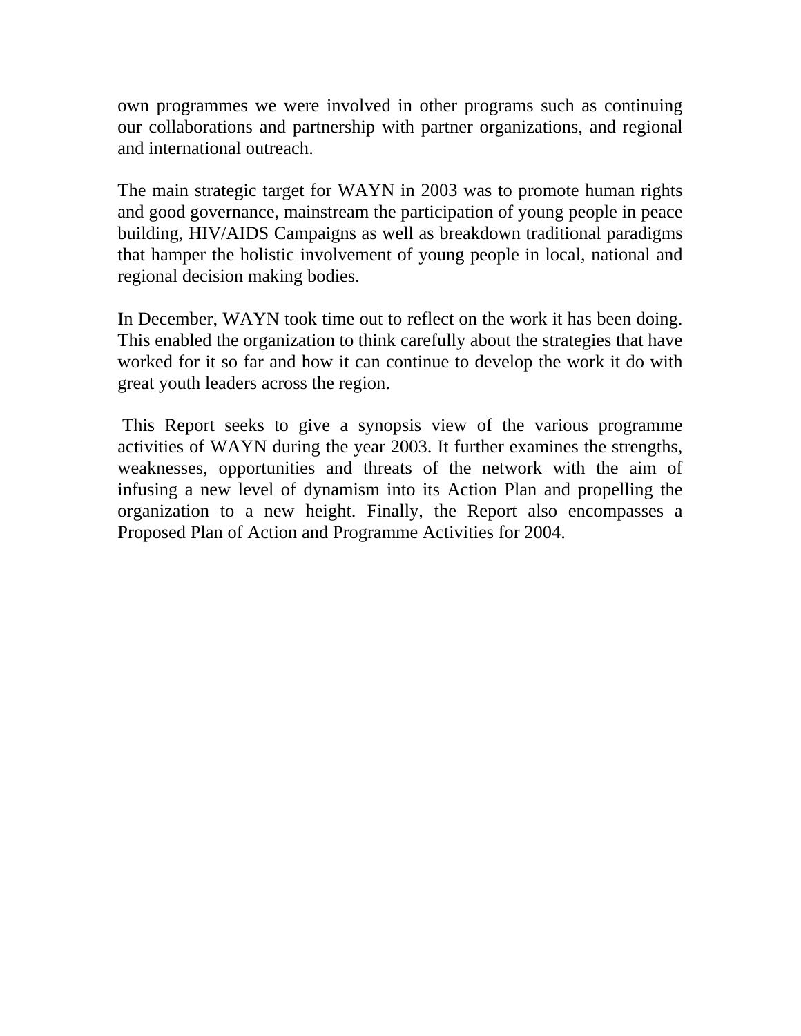own programmes we were involved in other programs such as continuing our collaborations and partnership with partner organizations, and regional and international outreach.

The main strategic target for WAYN in 2003 was to promote human rights and good governance, mainstream the participation of young people in peace building, HIV/AIDS Campaigns as well as breakdown traditional paradigms that hamper the holistic involvement of young people in local, national and regional decision making bodies.

In December, WAYN took time out to reflect on the work it has been doing. This enabled the organization to think carefully about the strategies that have worked for it so far and how it can continue to develop the work it do with great youth leaders across the region.

This Report seeks to give a synopsis view of the various programme activities of WAYN during the year 2003. It further examines the strengths, weaknesses, opportunities and threats of the network with the aim of infusing a new level of dynamism into its Action Plan and propelling the organization to a new height. Finally, the Report also encompasses a Proposed Plan of Action and Programme Activities for 2004.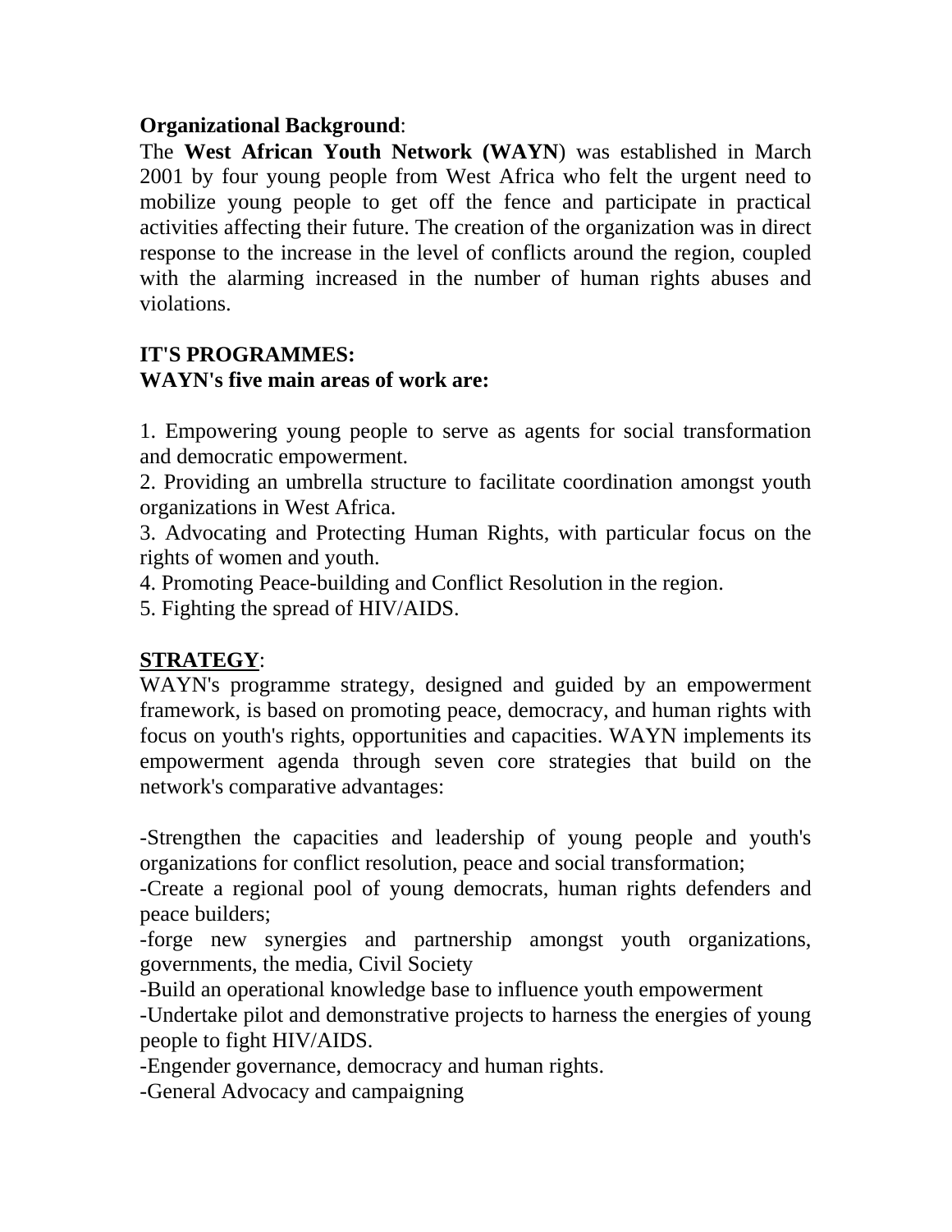**Organizational Background**:

The **West African Youth Network (WAYN**) was established in March 2001 by four young people from West Africa who felt the urgent need to mobilize young people to get off the fence and participate in practical activities affecting their future. The creation of the organization was in direct response to the increase in the level of conflicts around the region, coupled with the alarming increased in the number of human rights abuses and violations.

**IT'S PROGRAMMES:**

**WAYN's five main areas of work are:**

1. Empowering young people to serve as agents for social transformation and democratic empowerment.
2. Providing an umbrella structure to facilitate coordination amongst youth organizations in West Africa.
3. Advocating and Protecting Human Rights, with particular focus on the rights of women and youth.
4. Promoting Peace-building and Conflict Resolution in the region.
5. Fighting the spread of HIV/AIDS.

**STRATEGY**:

WAYN's programme strategy, designed and guided by an empowerment framework, is based on promoting peace, democracy, and human rights with focus on youth's rights, opportunities and capacities. WAYN implements its empowerment agenda through seven core strategies that build on the network's comparative advantages:

-Strengthen the capacities and leadership of young people and youth's organizations for conflict resolution, peace and social transformation;
-Create a regional pool of young democrats, human rights defenders and peace builders;
-forge new synergies and partnership amongst youth organizations, governments, the media, Civil Society
-Build an operational knowledge base to influence youth empowerment
-Undertake pilot and demonstrative projects to harness the energies of young people to fight HIV/AIDS.
-Engender governance, democracy and human rights.
-General Advocacy and campaigning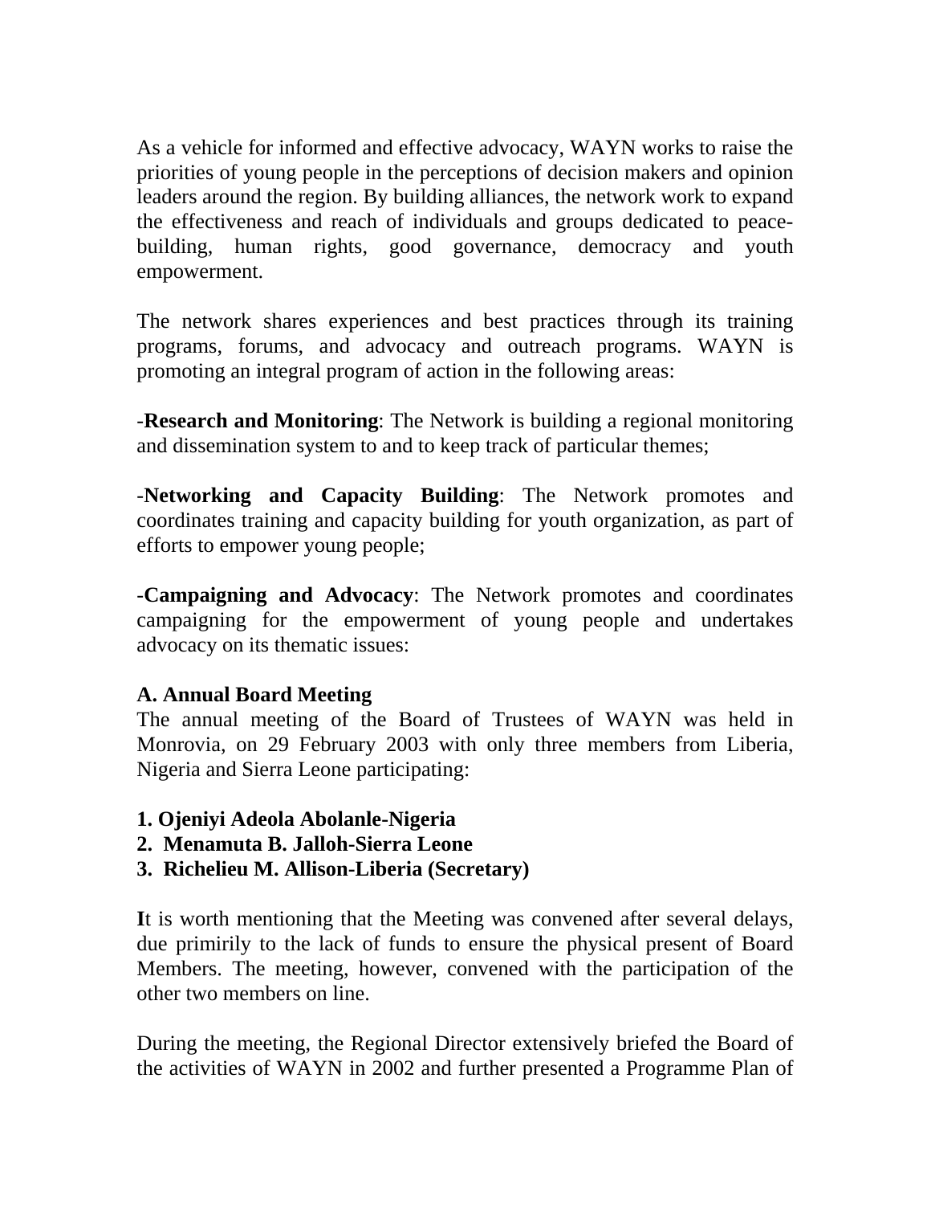As a vehicle for informed and effective advocacy, WAYN works to raise the priorities of young people in the perceptions of decision makers and opinion leaders around the region. By building alliances, the network work to expand the effectiveness and reach of individuals and groups dedicated to peace-building, human rights, good governance, democracy and youth empowerment.

The network shares experiences and best practices through its training programs, forums, and advocacy and outreach programs. WAYN is promoting an integral program of action in the following areas:

-**Research and Monitoring**: The Network is building a regional monitoring and dissemination system to and to keep track of particular themes;

-**Networking and Capacity Building**: The Network promotes and coordinates training and capacity building for youth organization, as part of efforts to empower young people;

-**Campaigning and Advocacy**: The Network promotes and coordinates campaigning for the empowerment of young people and undertakes advocacy on its thematic issues:

**A. Annual Board Meeting**

The annual meeting of the Board of Trustees of WAYN was held in Monrovia, on 29 February 2003 with only three members from Liberia, Nigeria and Sierra Leone participating:

1. **Ojeniyi Adeola Abolanle-Nigeria**
2. **Menamuta B. Jalloh-Sierra Leone**
3. **Richelieu M. Allison-Liberia (Secretary)**

**I**t is worth mentioning that the Meeting was convened after several delays, due primirily to the lack of funds to ensure the physical present of Board Members. The meeting, however, convened with the participation of the other two members on line.

During the meeting, the Regional Director extensively briefed the Board of the activities of WAYN in 2002 and further presented a Programme Plan of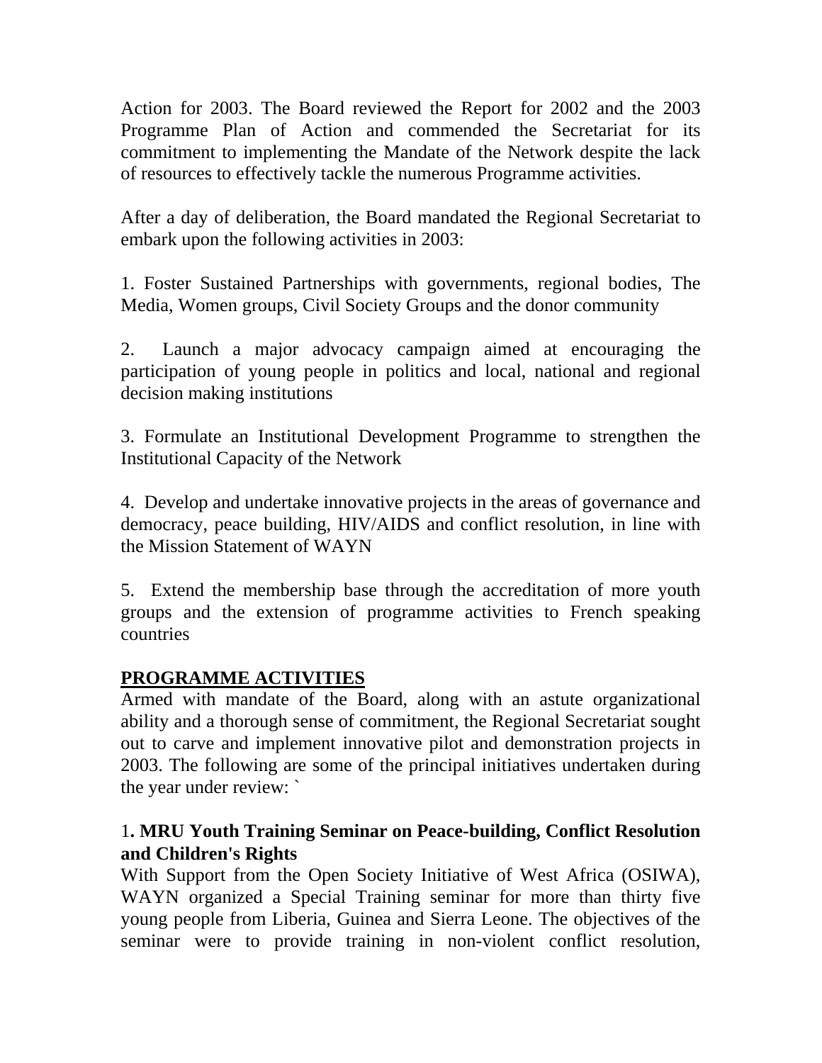Action for 2003. The Board reviewed the Report for 2002 and the 2003 Programme Plan of Action and commended the Secretariat for its commitment to implementing the Mandate of the Network despite the lack of resources to effectively tackle the numerous Programme activities.

After a day of deliberation, the Board mandated the Regional Secretariat to embark upon the following activities in 2003:

1. Foster Sustained Partnerships with governments, regional bodies, The Media, Women groups, Civil Society Groups and the donor community

2. Launch a major advocacy campaign aimed at encouraging the participation of young people in politics and local, national and regional decision making institutions

3. Formulate an Institutional Development Programme to strengthen the Institutional Capacity of the Network

4. Develop and undertake innovative projects in the areas of governance and democracy, peace building, HIV/AIDS and conflict resolution, in line with the Mission Statement of WAYN

5. Extend the membership base through the accreditation of more youth groups and the extension of programme activities to French speaking countries

## PROGRAMME ACTIVITIES

Armed with mandate of the Board, along with an astute organizational ability and a thorough sense of commitment, the Regional Secretariat sought out to carve and implement innovative pilot and demonstration projects in 2003. The following are some of the principal initiatives undertaken during the year under review: `

### 1. MRU Youth Training Seminar on Peace-building, Conflict Resolution and Children's Rights

With Support from the Open Society Initiative of West Africa (OSIWA), WAYN organized a Special Training seminar for more than thirty five young people from Liberia, Guinea and Sierra Leone. The objectives of the seminar were to provide training in non-violent conflict resolution,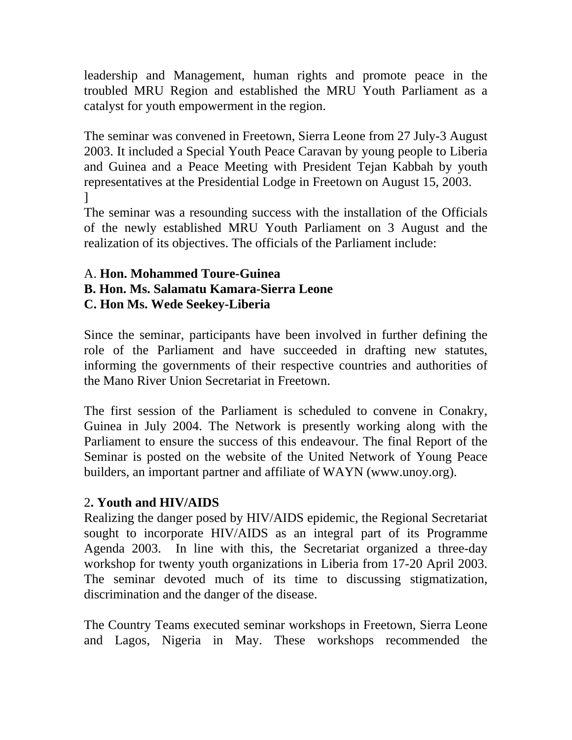leadership and Management, human rights and promote peace in the troubled MRU Region and established the MRU Youth Parliament as a catalyst for youth empowerment in the region.

The seminar was convened in Freetown, Sierra Leone from 27 July-3 August 2003. It included a Special Youth Peace Caravan by young people to Liberia and Guinea and a Peace Meeting with President Tejan Kabbah by youth representatives at the Presidential Lodge in Freetown on August 15, 2003.
]
The seminar was a resounding success with the installation of the Officials of the newly established MRU Youth Parliament on 3 August and the realization of its objectives. The officials of the Parliament include:

A. **Hon. Mohammed Toure-Guinea**
**B. Hon. Ms. Salamatu Kamara-Sierra Leone**
**C. Hon Ms. Wede Seekey-Liberia**

Since the seminar, participants have been involved in further defining the role of the Parliament and have succeeded in drafting new statutes, informing the governments of their respective countries and authorities of the Mano River Union Secretariat in Freetown.

The first session of the Parliament is scheduled to convene in Conakry, Guinea in July 2004. The Network is presently working along with the Parliament to ensure the success of this endeavour. The final Report of the Seminar is posted on the website of the United Network of Young Peace builders, an important partner and affiliate of WAYN (www.unoy.org).

2**. Youth and HIV/AIDS**
Realizing the danger posed by HIV/AIDS epidemic, the Regional Secretariat sought to incorporate HIV/AIDS as an integral part of its Programme Agenda 2003. In line with this, the Secretariat organized a three-day workshop for twenty youth organizations in Liberia from 17-20 April 2003. The seminar devoted much of its time to discussing stigmatization, discrimination and the danger of the disease.

The Country Teams executed seminar workshops in Freetown, Sierra Leone and Lagos, Nigeria in May. These workshops recommended the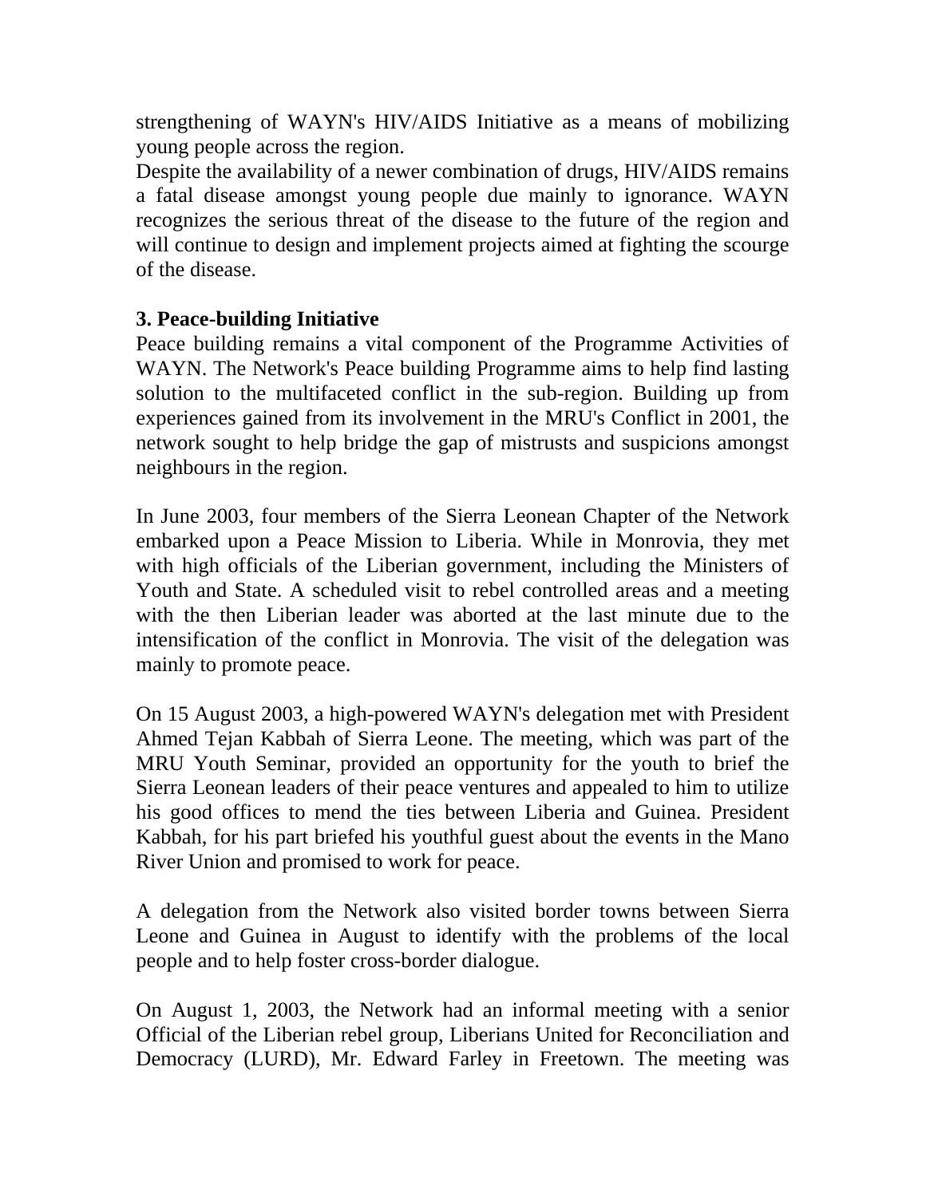strengthening of WAYN's HIV/AIDS Initiative as a means of mobilizing young people across the region.

Despite the availability of a newer combination of drugs, HIV/AIDS remains a fatal disease amongst young people due mainly to ignorance. WAYN recognizes the serious threat of the disease to the future of the region and will continue to design and implement projects aimed at fighting the scourge of the disease.

**3. Peace-building Initiative**

Peace building remains a vital component of the Programme Activities of WAYN. The Network's Peace building Programme aims to help find lasting solution to the multifaceted conflict in the sub-region. Building up from experiences gained from its involvement in the MRU's Conflict in 2001, the network sought to help bridge the gap of mistrusts and suspicions amongst neighbours in the region.

In June 2003, four members of the Sierra Leonean Chapter of the Network embarked upon a Peace Mission to Liberia. While in Monrovia, they met with high officials of the Liberian government, including the Ministers of Youth and State. A scheduled visit to rebel controlled areas and a meeting with the then Liberian leader was aborted at the last minute due to the intensification of the conflict in Monrovia. The visit of the delegation was mainly to promote peace.

On 15 August 2003, a high-powered WAYN's delegation met with President Ahmed Tejan Kabbah of Sierra Leone. The meeting, which was part of the MRU Youth Seminar, provided an opportunity for the youth to brief the Sierra Leonean leaders of their peace ventures and appealed to him to utilize his good offices to mend the ties between Liberia and Guinea. President Kabbah, for his part briefed his youthful guest about the events in the Mano River Union and promised to work for peace.

A delegation from the Network also visited border towns between Sierra Leone and Guinea in August to identify with the problems of the local people and to help foster cross-border dialogue.

On August 1, 2003, the Network had an informal meeting with a senior Official of the Liberian rebel group, Liberians United for Reconciliation and Democracy (LURD), Mr. Edward Farley in Freetown. The meeting was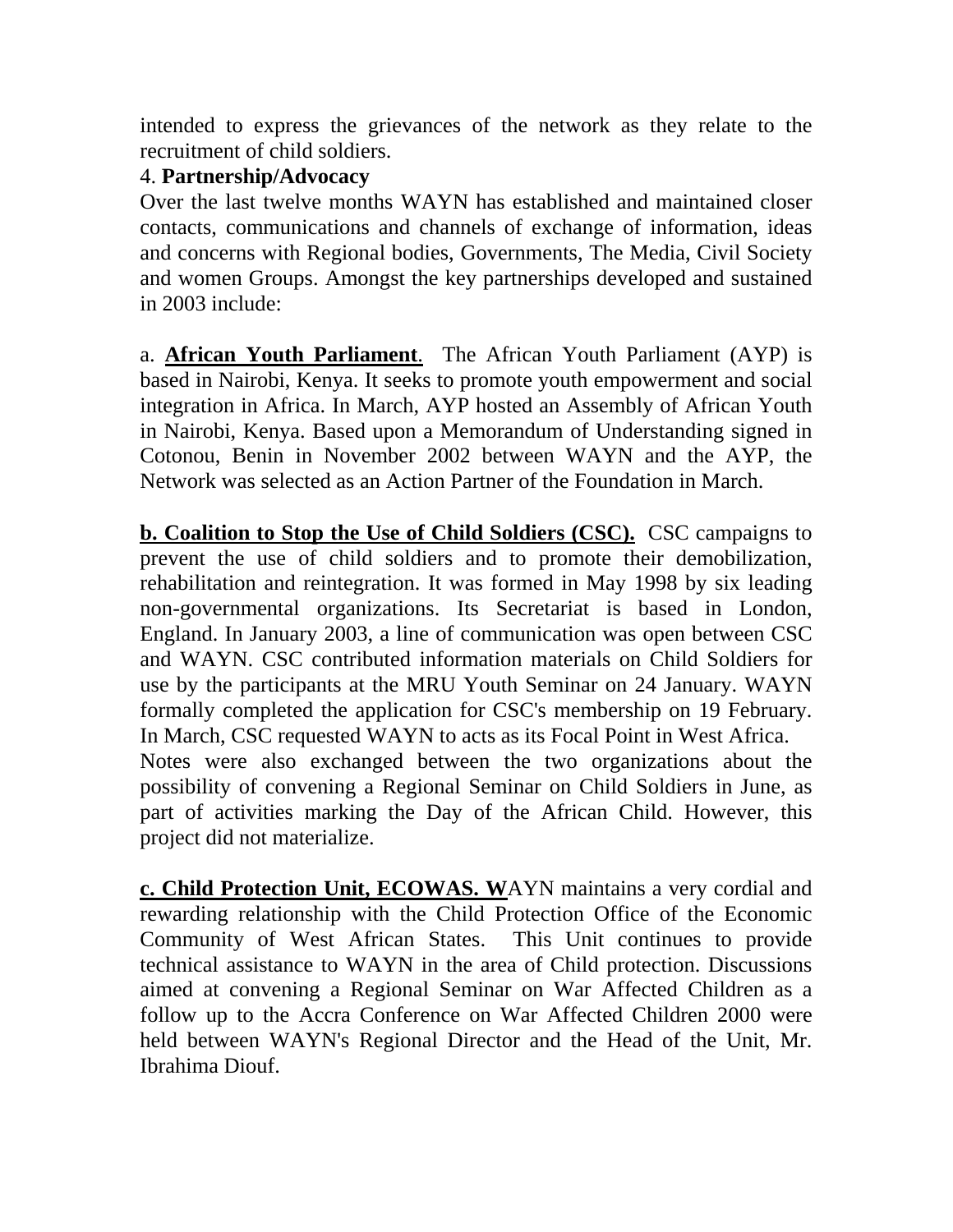intended to express the grievances of the network as they relate to the recruitment of child soldiers.

4. **Partnership/Advocacy**

Over the last twelve months WAYN has established and maintained closer contacts, communications and channels of exchange of information, ideas and concerns with Regional bodies, Governments, The Media, Civil Society and women Groups. Amongst the key partnerships developed and sustained in 2003 include:

a. **African Youth Parliament**. The African Youth Parliament (AYP) is based in Nairobi, Kenya. It seeks to promote youth empowerment and social integration in Africa. In March, AYP hosted an Assembly of African Youth in Nairobi, Kenya. Based upon a Memorandum of Understanding signed in Cotonou, Benin in November 2002 between WAYN and the AYP, the Network was selected as an Action Partner of the Foundation in March.

**b. Coalition to Stop the Use of Child Soldiers (CSC).** CSC campaigns to prevent the use of child soldiers and to promote their demobilization, rehabilitation and reintegration. It was formed in May 1998 by six leading non-governmental organizations. Its Secretariat is based in London, England. In January 2003, a line of communication was open between CSC and WAYN. CSC contributed information materials on Child Soldiers for use by the participants at the MRU Youth Seminar on 24 January. WAYN formally completed the application for CSC's membership on 19 February. In March, CSC requested WAYN to acts as its Focal Point in West Africa.
Notes were also exchanged between the two organizations about the possibility of convening a Regional Seminar on Child Soldiers in June, as part of activities marking the Day of the African Child. However, this project did not materialize.

**c. Child Protection Unit, ECOWAS. W**AYN maintains a very cordial and rewarding relationship with the Child Protection Office of the Economic Community of West African States. This Unit continues to provide technical assistance to WAYN in the area of Child protection. Discussions aimed at convening a Regional Seminar on War Affected Children as a follow up to the Accra Conference on War Affected Children 2000 were held between WAYN's Regional Director and the Head of the Unit, Mr. Ibrahima Diouf.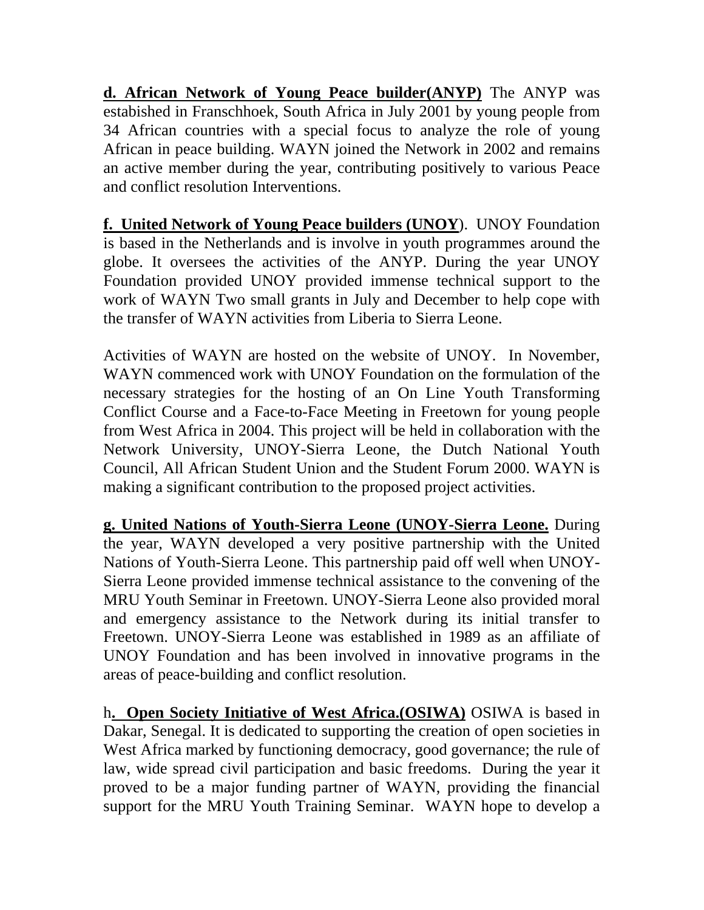**d. African Network of Young Peace builder(ANYP)** The ANYP was estabished in Franschhoek, South Africa in July 2001 by young people from 34 African countries with a special focus to analyze the role of young African in peace building. WAYN joined the Network in 2002 and remains an active member during the year, contributing positively to various Peace and conflict resolution Interventions.

**f. United Network of Young Peace builders (UNOY**). UNOY Foundation is based in the Netherlands and is involve in youth programmes around the globe. It oversees the activities of the ANYP. During the year UNOY Foundation provided UNOY provided immense technical support to the work of WAYN Two small grants in July and December to help cope with the transfer of WAYN activities from Liberia to Sierra Leone.

Activities of WAYN are hosted on the website of UNOY. In November, WAYN commenced work with UNOY Foundation on the formulation of the necessary strategies for the hosting of an On Line Youth Transforming Conflict Course and a Face-to-Face Meeting in Freetown for young people from West Africa in 2004. This project will be held in collaboration with the Network University, UNOY-Sierra Leone, the Dutch National Youth Council, All African Student Union and the Student Forum 2000. WAYN is making a significant contribution to the proposed project activities.

**g. United Nations of Youth-Sierra Leone (UNOY-Sierra Leone.** During the year, WAYN developed a very positive partnership with the United Nations of Youth-Sierra Leone. This partnership paid off well when UNOY-Sierra Leone provided immense technical assistance to the convening of the MRU Youth Seminar in Freetown. UNOY-Sierra Leone also provided moral and emergency assistance to the Network during its initial transfer to Freetown. UNOY-Sierra Leone was established in 1989 as an affiliate of UNOY Foundation and has been involved in innovative programs in the areas of peace-building and conflict resolution.

h**. Open Society Initiative of West Africa.(OSIWA)** OSIWA is based in Dakar, Senegal. It is dedicated to supporting the creation of open societies in West Africa marked by functioning democracy, good governance; the rule of law, wide spread civil participation and basic freedoms. During the year it proved to be a major funding partner of WAYN, providing the financial support for the MRU Youth Training Seminar. WAYN hope to develop a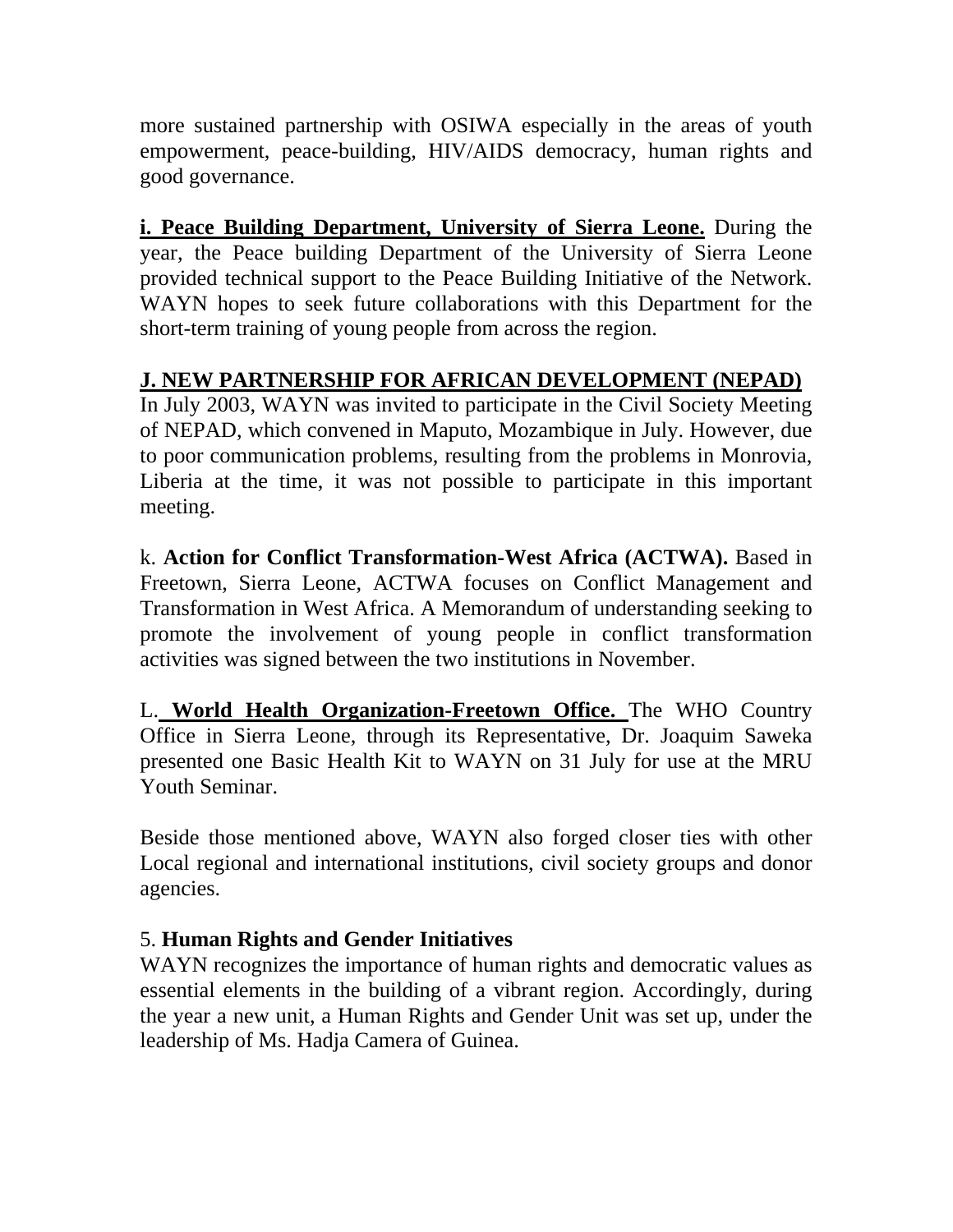more sustained partnership with OSIWA especially in the areas of youth empowerment, peace-building, HIV/AIDS democracy, human rights and good governance.

**i. Peace Building Department, University of Sierra Leone.** During the year, the Peace building Department of the University of Sierra Leone provided technical support to the Peace Building Initiative of the Network. WAYN hopes to seek future collaborations with this Department for the short-term training of young people from across the region.

**J. NEW PARTNERSHIP FOR AFRICAN DEVELOPMENT (NEPAD)**
In July 2003, WAYN was invited to participate in the Civil Society Meeting of NEPAD, which convened in Maputo, Mozambique in July. However, due to poor communication problems, resulting from the problems in Monrovia, Liberia at the time, it was not possible to participate in this important meeting.

k. **Action for Conflict Transformation-West Africa (ACTWA).** Based in Freetown, Sierra Leone, ACTWA focuses on Conflict Management and Transformation in West Africa. A Memorandum of understanding seeking to promote the involvement of young people in conflict transformation activities was signed between the two institutions in November.

L. **World Health Organization-Freetown Office.** The WHO Country Office in Sierra Leone, through its Representative, Dr. Joaquim Saweka presented one Basic Health Kit to WAYN on 31 July for use at the MRU Youth Seminar.

Beside those mentioned above, WAYN also forged closer ties with other Local regional and international institutions, civil society groups and donor agencies.

5. **Human Rights and Gender Initiatives**
WAYN recognizes the importance of human rights and democratic values as essential elements in the building of a vibrant region. Accordingly, during the year a new unit, a Human Rights and Gender Unit was set up, under the leadership of Ms. Hadja Camera of Guinea.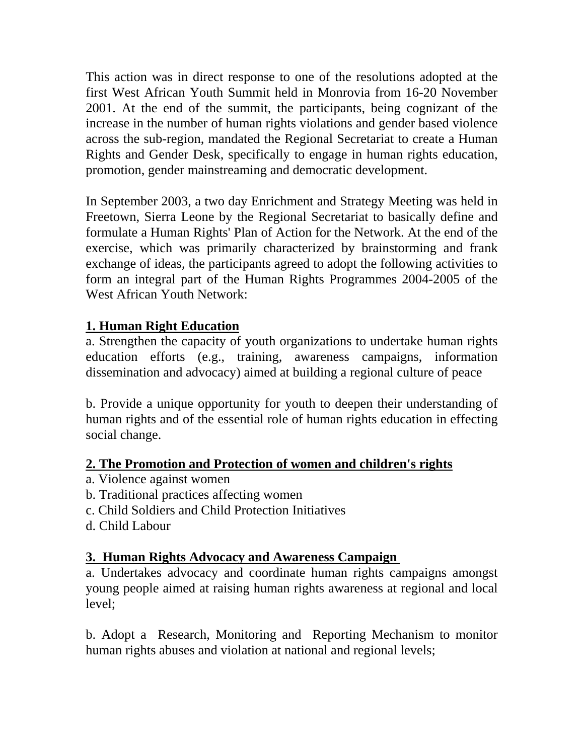This action was in direct response to one of the resolutions adopted at the first West African Youth Summit held in Monrovia from 16-20 November 2001. At the end of the summit, the participants, being cognizant of the increase in the number of human rights violations and gender based violence across the sub-region, mandated the Regional Secretariat to create a Human Rights and Gender Desk, specifically to engage in human rights education, promotion, gender mainstreaming and democratic development.

In September 2003, a two day Enrichment and Strategy Meeting was held in Freetown, Sierra Leone by the Regional Secretariat to basically define and formulate a Human Rights' Plan of Action for the Network. At the end of the exercise, which was primarily characterized by brainstorming and frank exchange of ideas, the participants agreed to adopt the following activities to form an integral part of the Human Rights Programmes 2004-2005 of the West African Youth Network:

**1. Human Right Education**

a. Strengthen the capacity of youth organizations to undertake human rights education efforts (e.g., training, awareness campaigns, information dissemination and advocacy) aimed at building a regional culture of peace

b. Provide a unique opportunity for youth to deepen their understanding of human rights and of the essential role of human rights education in effecting social change.

**2. The Promotion and Protection of women and children's rights**

a. Violence against women
b. Traditional practices affecting women
c. Child Soldiers and Child Protection Initiatives
d. Child Labour

**3. Human Rights Advocacy and Awareness Campaign**

a. Undertakes advocacy and coordinate human rights campaigns amongst young people aimed at raising human rights awareness at regional and local level;

b. Adopt a Research, Monitoring and Reporting Mechanism to monitor human rights abuses and violation at national and regional levels;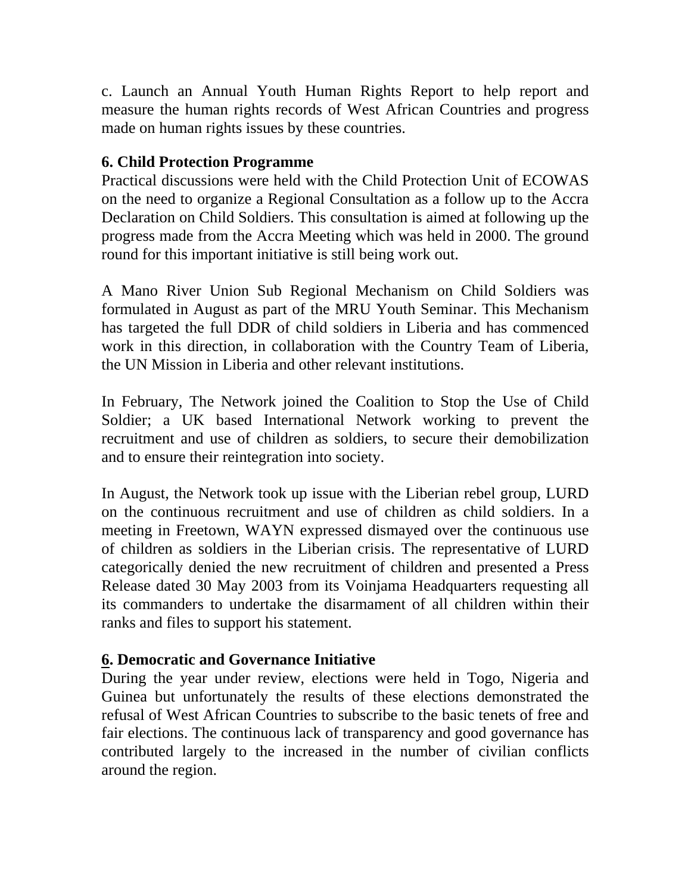c. Launch an Annual Youth Human Rights Report to help report and measure the human rights records of West African Countries and progress made on human rights issues by these countries.

**6. Child Protection Programme**

Practical discussions were held with the Child Protection Unit of ECOWAS on the need to organize a Regional Consultation as a follow up to the Accra Declaration on Child Soldiers. This consultation is aimed at following up the progress made from the Accra Meeting which was held in 2000. The ground round for this important initiative is still being work out.

A Mano River Union Sub Regional Mechanism on Child Soldiers was formulated in August as part of the MRU Youth Seminar. This Mechanism has targeted the full DDR of child soldiers in Liberia and has commenced work in this direction, in collaboration with the Country Team of Liberia, the UN Mission in Liberia and other relevant institutions.

In February, The Network joined the Coalition to Stop the Use of Child Soldier; a UK based International Network working to prevent the recruitment and use of children as soldiers, to secure their demobilization and to ensure their reintegration into society.

In August, the Network took up issue with the Liberian rebel group, LURD on the continuous recruitment and use of children as child soldiers. In a meeting in Freetown, WAYN expressed dismayed over the continuous use of children as soldiers in the Liberian crisis. The representative of LURD categorically denied the new recruitment of children and presented a Press Release dated 30 May 2003 from its Voinjama Headquarters requesting all its commanders to undertake the disarmament of all children within their ranks and files to support his statement.

**6. Democratic and Governance Initiative**

During the year under review, elections were held in Togo, Nigeria and Guinea but unfortunately the results of these elections demonstrated the refusal of West African Countries to subscribe to the basic tenets of free and fair elections. The continuous lack of transparency and good governance has contributed largely to the increased in the number of civilian conflicts around the region.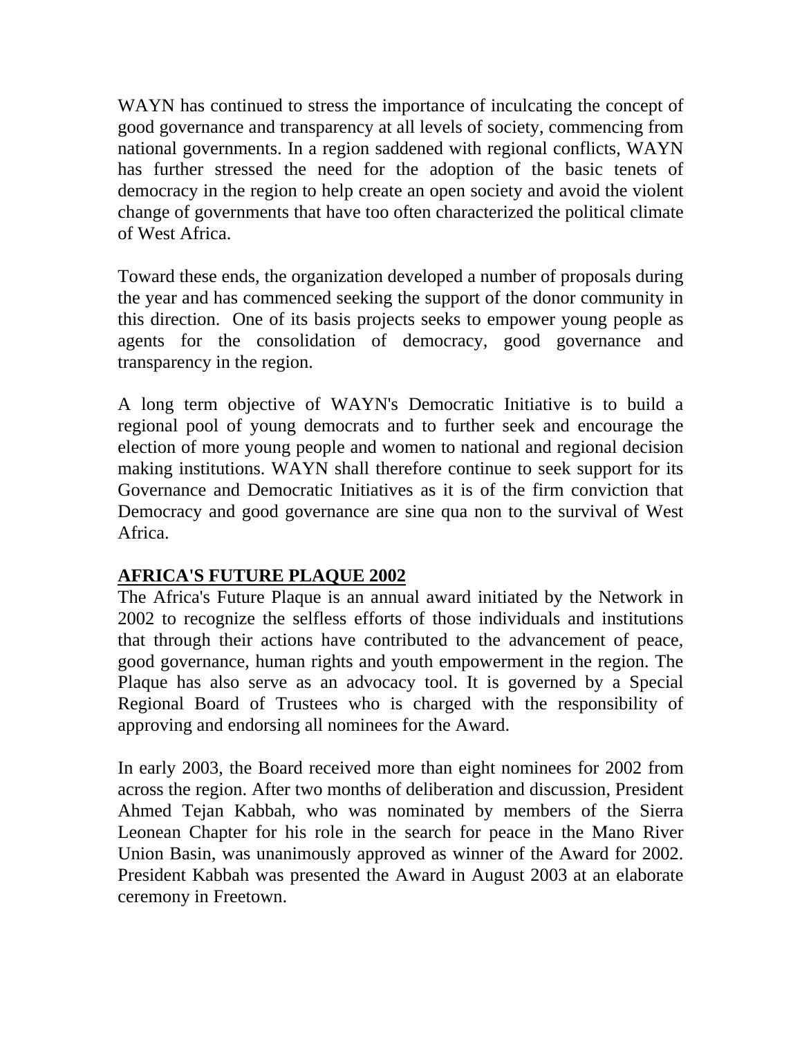WAYN has continued to stress the importance of inculcating the concept of good governance and transparency at all levels of society, commencing from national governments. In a region saddened with regional conflicts, WAYN has further stressed the need for the adoption of the basic tenets of democracy in the region to help create an open society and avoid the violent change of governments that have too often characterized the political climate of West Africa.

Toward these ends, the organization developed a number of proposals during the year and has commenced seeking the support of the donor community in this direction. One of its basis projects seeks to empower young people as agents for the consolidation of democracy, good governance and transparency in the region.

A long term objective of WAYN's Democratic Initiative is to build a regional pool of young democrats and to further seek and encourage the election of more young people and women to national and regional decision making institutions. WAYN shall therefore continue to seek support for its Governance and Democratic Initiatives as it is of the firm conviction that Democracy and good governance are sine qua non to the survival of West Africa.

## AFRICA'S FUTURE PLAQUE 2002

The Africa's Future Plaque is an annual award initiated by the Network in 2002 to recognize the selfless efforts of those individuals and institutions that through their actions have contributed to the advancement of peace, good governance, human rights and youth empowerment in the region. The Plaque has also serve as an advocacy tool. It is governed by a Special Regional Board of Trustees who is charged with the responsibility of approving and endorsing all nominees for the Award.

In early 2003, the Board received more than eight nominees for 2002 from across the region. After two months of deliberation and discussion, President Ahmed Tejan Kabbah, who was nominated by members of the Sierra Leonean Chapter for his role in the search for peace in the Mano River Union Basin, was unanimously approved as winner of the Award for 2002. President Kabbah was presented the Award in August 2003 at an elaborate ceremony in Freetown.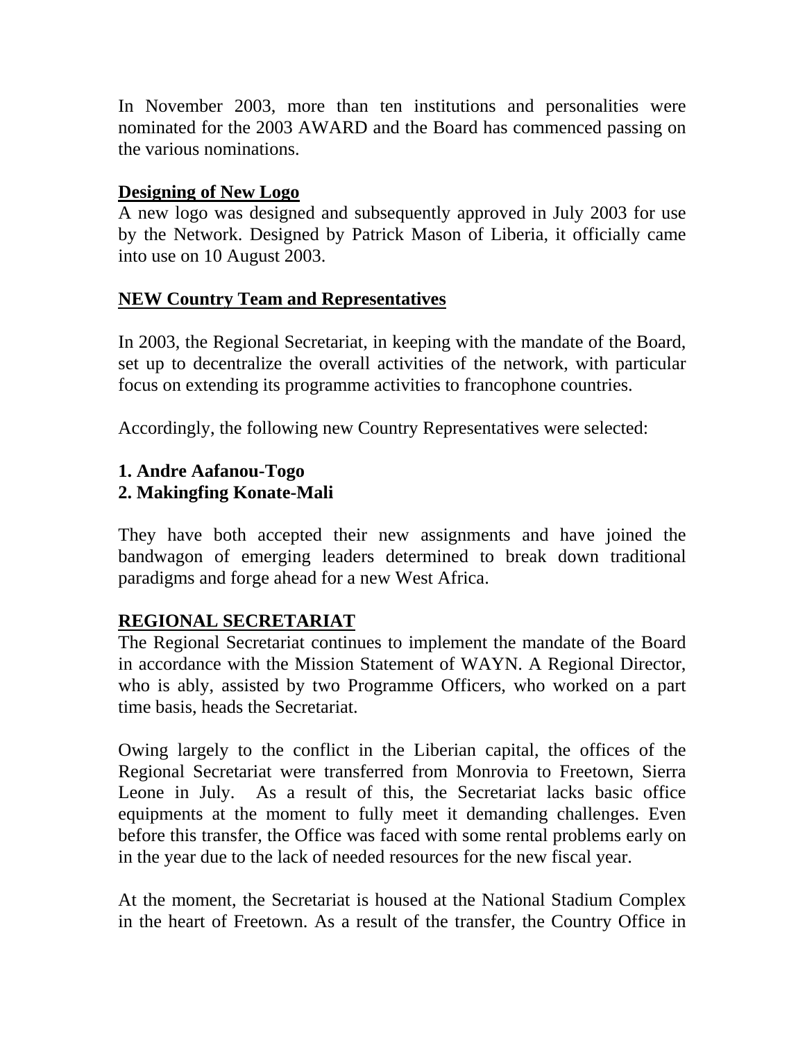In November 2003, more than ten institutions and personalities were nominated for the 2003 AWARD and the Board has commenced passing on the various nominations.

**Designing of New Logo**

A new logo was designed and subsequently approved in July 2003 for use by the Network. Designed by Patrick Mason of Liberia, it officially came into use on 10 August 2003.

**NEW Country Team and Representatives**

In 2003, the Regional Secretariat, in keeping with the mandate of the Board, set up to decentralize the overall activities of the network, with particular focus on extending its programme activities to francophone countries.

Accordingly, the following new Country Representatives were selected:

**1. Andre Aafanou-Togo**
**2. Makingfing Konate-Mali**

They have both accepted their new assignments and have joined the bandwagon of emerging leaders determined to break down traditional paradigms and forge ahead for a new West Africa.

**REGIONAL SECRETARIAT**

The Regional Secretariat continues to implement the mandate of the Board in accordance with the Mission Statement of WAYN. A Regional Director, who is ably, assisted by two Programme Officers, who worked on a part time basis, heads the Secretariat.

Owing largely to the conflict in the Liberian capital, the offices of the Regional Secretariat were transferred from Monrovia to Freetown, Sierra Leone in July. As a result of this, the Secretariat lacks basic office equipments at the moment to fully meet it demanding challenges. Even before this transfer, the Office was faced with some rental problems early on in the year due to the lack of needed resources for the new fiscal year.

At the moment, the Secretariat is housed at the National Stadium Complex in the heart of Freetown. As a result of the transfer, the Country Office in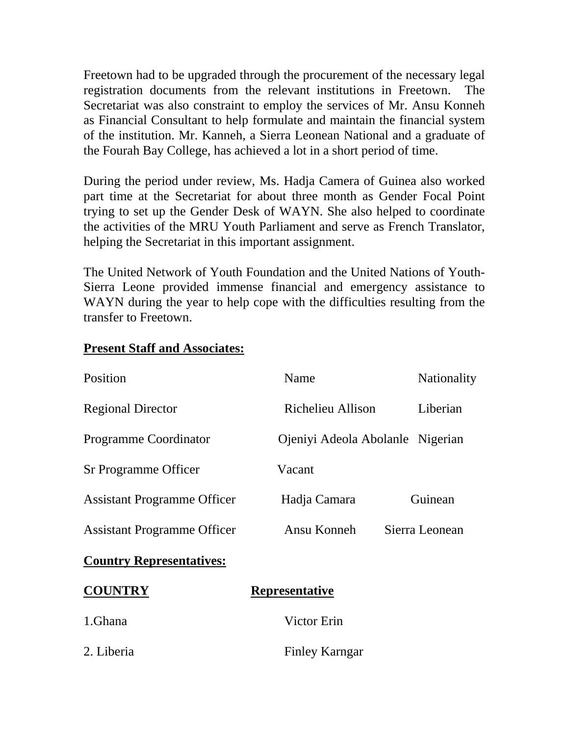Freetown had to be upgraded through the procurement of the necessary legal registration documents from the relevant institutions in Freetown. The Secretariat was also constraint to employ the services of Mr. Ansu Konneh as Financial Consultant to help formulate and maintain the financial system of the institution. Mr. Kanneh, a Sierra Leonean National and a graduate of the Fourah Bay College, has achieved a lot in a short period of time.

During the period under review, Ms. Hadja Camera of Guinea also worked part time at the Secretariat for about three month as Gender Focal Point trying to set up the Gender Desk of WAYN. She also helped to coordinate the activities of the MRU Youth Parliament and serve as French Translator, helping the Secretariat in this important assignment.

The United Network of Youth Foundation and the United Nations of Youth-Sierra Leone provided immense financial and emergency assistance to WAYN during the year to help cope with the difficulties resulting from the transfer to Freetown.

**Present Staff and Associates:**

| Position | Name | Nationality |
|---|---|---|
| Regional Director | Richelieu Allison | Liberian |
| Programme Coordinator | Ojeniyi Adeola Abolanle | Nigerian |
| Sr Programme Officer | Vacant | |
| Assistant Programme Officer | Hadja Camara | Guinean |
| Assistant Programme Officer | Ansu Konneh | Sierra Leonean |

**Country Representatives:**

| **COUNTRY** | **Representative** |
|---|---|
| 1.Ghana | Victor Erin |
| 2. Liberia | Finley Karngar |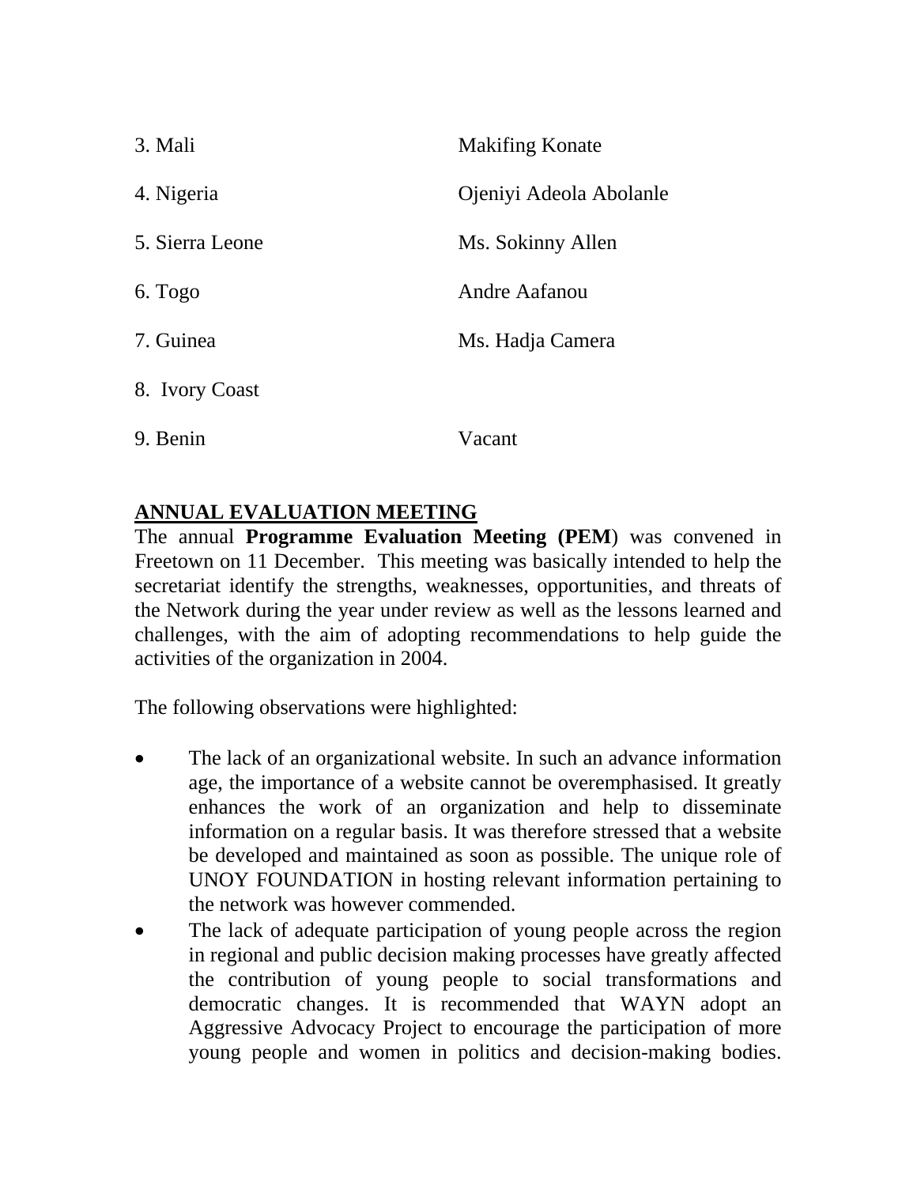| | |
|---|---|
| 3. Mali | Makifing Konate |
| 4. Nigeria | Ojeniyi Adeola Abolanle |
| 5. Sierra Leone | Ms. Sokinny Allen |
| 6. Togo | Andre Aafanou |
| 7. Guinea | Ms. Hadja Camera |
| 8. Ivory Coast | |
| 9. Benin | Vacant |

## ANNUAL EVALUATION MEETING

The annual **Programme Evaluation Meeting (PEM**) was convened in Freetown on 11 December. This meeting was basically intended to help the secretariat identify the strengths, weaknesses, opportunities, and threats of the Network during the year under review as well as the lessons learned and challenges, with the aim of adopting recommendations to help guide the activities of the organization in 2004.

The following observations were highlighted:

- The lack of an organizational website. In such an advance information age, the importance of a website cannot be overemphasised. It greatly enhances the work of an organization and help to disseminate information on a regular basis. It was therefore stressed that a website be developed and maintained as soon as possible. The unique role of UNOY FOUNDATION in hosting relevant information pertaining to the network was however commended.
- The lack of adequate participation of young people across the region in regional and public decision making processes have greatly affected the contribution of young people to social transformations and democratic changes. It is recommended that WAYN adopt an Aggressive Advocacy Project to encourage the participation of more young people and women in politics and decision-making bodies.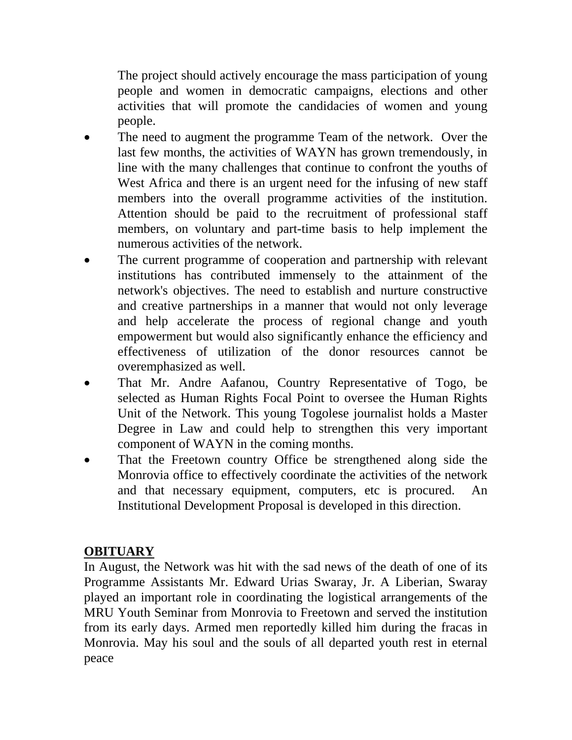The project should actively encourage the mass participation of young people and women in democratic campaigns, elections and other activities that will promote the candidacies of women and young people.

- The need to augment the programme Team of the network. Over the last few months, the activities of WAYN has grown tremendously, in line with the many challenges that continue to confront the youths of West Africa and there is an urgent need for the infusing of new staff members into the overall programme activities of the institution. Attention should be paid to the recruitment of professional staff members, on voluntary and part-time basis to help implement the numerous activities of the network.
- The current programme of cooperation and partnership with relevant institutions has contributed immensely to the attainment of the network's objectives. The need to establish and nurture constructive and creative partnerships in a manner that would not only leverage and help accelerate the process of regional change and youth empowerment but would also significantly enhance the efficiency and effectiveness of utilization of the donor resources cannot be overemphasized as well.
- That Mr. Andre Aafanou, Country Representative of Togo, be selected as Human Rights Focal Point to oversee the Human Rights Unit of the Network. This young Togolese journalist holds a Master Degree in Law and could help to strengthen this very important component of WAYN in the coming months.
- That the Freetown country Office be strengthened along side the Monrovia office to effectively coordinate the activities of the network and that necessary equipment, computers, etc is procured. An Institutional Development Proposal is developed in this direction.

## OBITUARY

In August, the Network was hit with the sad news of the death of one of its Programme Assistants Mr. Edward Urias Swaray, Jr. A Liberian, Swaray played an important role in coordinating the logistical arrangements of the MRU Youth Seminar from Monrovia to Freetown and served the institution from its early days. Armed men reportedly killed him during the fracas in Monrovia. May his soul and the souls of all departed youth rest in eternal peace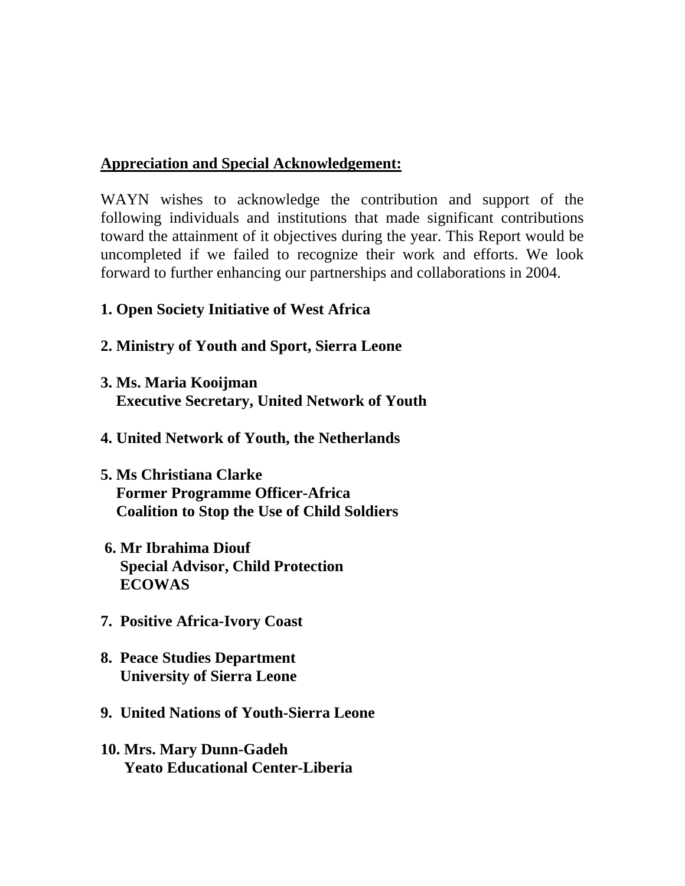**Appreciation and Special Acknowledgement:**

WAYN wishes to acknowledge the contribution and support of the following individuals and institutions that made significant contributions toward the attainment of it objectives during the year. This Report would be uncompleted if we failed to recognize their work and efforts. We look forward to further enhancing our partnerships and collaborations in 2004.

**1. Open Society Initiative of West Africa**

**2. Ministry of Youth and Sport, Sierra Leone**

**3. Ms. Maria Kooijman**
**Executive Secretary, United Network of Youth**

**4. United Network of Youth, the Netherlands**

**5. Ms Christiana Clarke**
**Former Programme Officer-Africa**
**Coalition to Stop the Use of Child Soldiers**

**6. Mr Ibrahima Diouf**
**Special Advisor, Child Protection**
**ECOWAS**

**7. Positive Africa-Ivory Coast**

**8. Peace Studies Department**
**University of Sierra Leone**

**9. United Nations of Youth-Sierra Leone**

**10. Mrs. Mary Dunn-Gadeh**
**Yeato Educational Center-Liberia**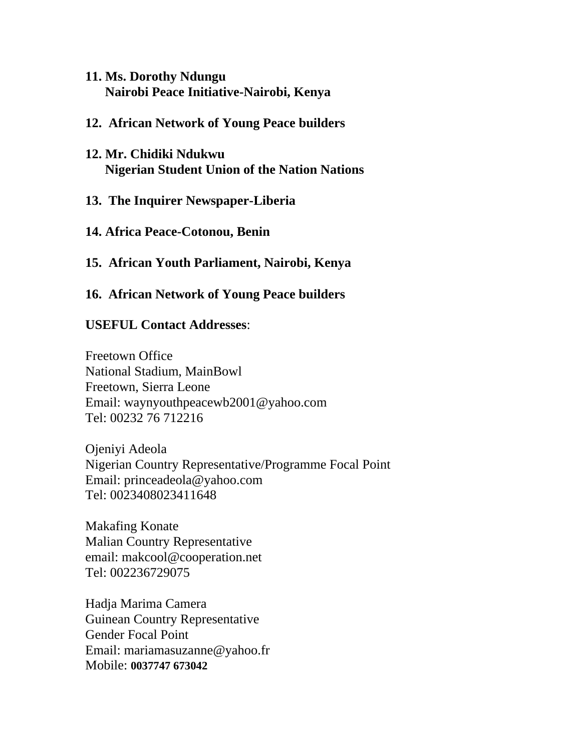**11. Ms. Dorothy Ndungu**
**Nairobi Peace Initiative-Nairobi, Kenya**

**12. African Network of Young Peace builders**

**12. Mr. Chidiki Ndukwu**
**Nigerian Student Union of the Nation Nations**

**13. The Inquirer Newspaper-Liberia**

**14. Africa Peace-Cotonou, Benin**

**15. African Youth Parliament, Nairobi, Kenya**

**16. African Network of Young Peace builders**

**USEFUL Contact Addresses**:

Freetown Office
National Stadium, MainBowl
Freetown, Sierra Leone
Email: waynyouthpeacewb2001@yahoo.com
Tel: 00232 76 712216

Ojeniyi Adeola
Nigerian Country Representative/Programme Focal Point
Email: princeadeola@yahoo.com
Tel: 0023408023411648

Makafing Konate
Malian Country Representative
email: makcool@cooperation.net
Tel: 002236729075

Hadja Marima Camera
Guinean Country Representative
Gender Focal Point
Email: mariamasuzanne@yahoo.fr
Mobile: **0037747 673042**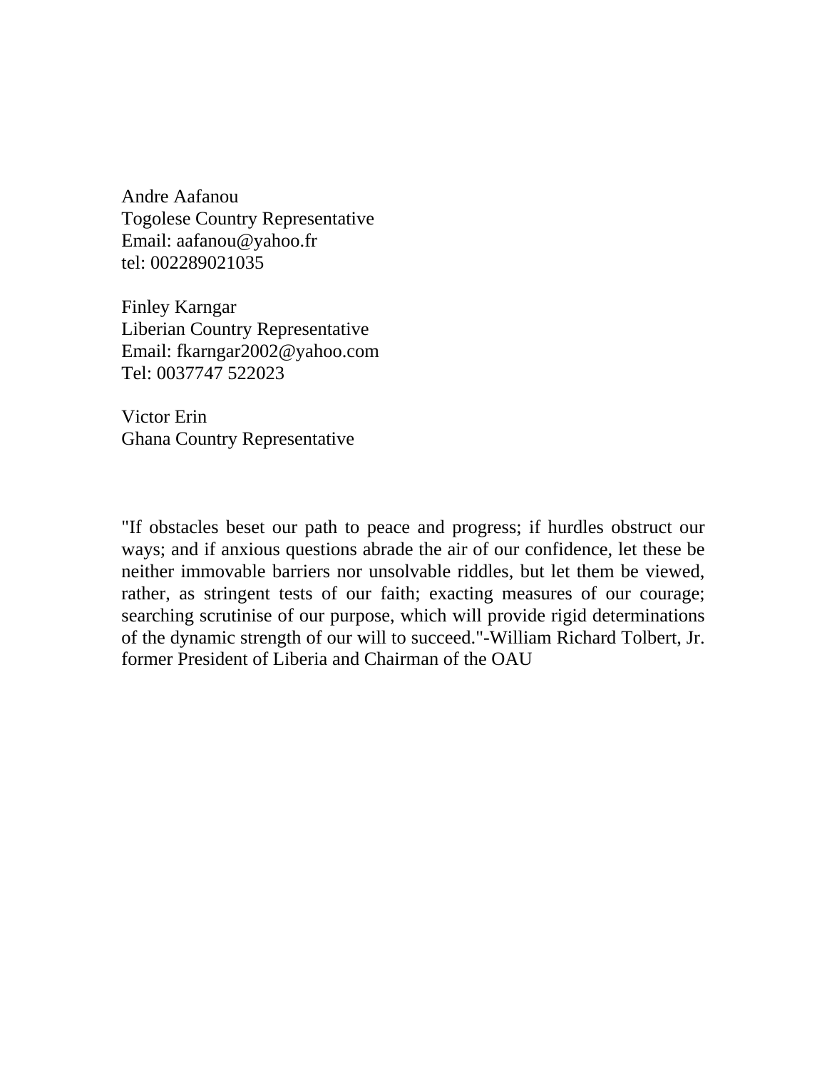Andre Aafanou
Togolese Country Representative
Email: aafanou@yahoo.fr
tel: 002289021035

Finley Karngar
Liberian Country Representative
Email: fkarngar2002@yahoo.com
Tel: 0037747 522023

Victor Erin
Ghana Country Representative

"If obstacles beset our path to peace and progress; if hurdles obstruct our ways; and if anxious questions abrade the air of our confidence, let these be neither immovable barriers nor unsolvable riddles, but let them be viewed, rather, as stringent tests of our faith; exacting measures of our courage; searching scrutinise of our purpose, which will provide rigid determinations of the dynamic strength of our will to succeed."-William Richard Tolbert, Jr. former President of Liberia and Chairman of the OAU